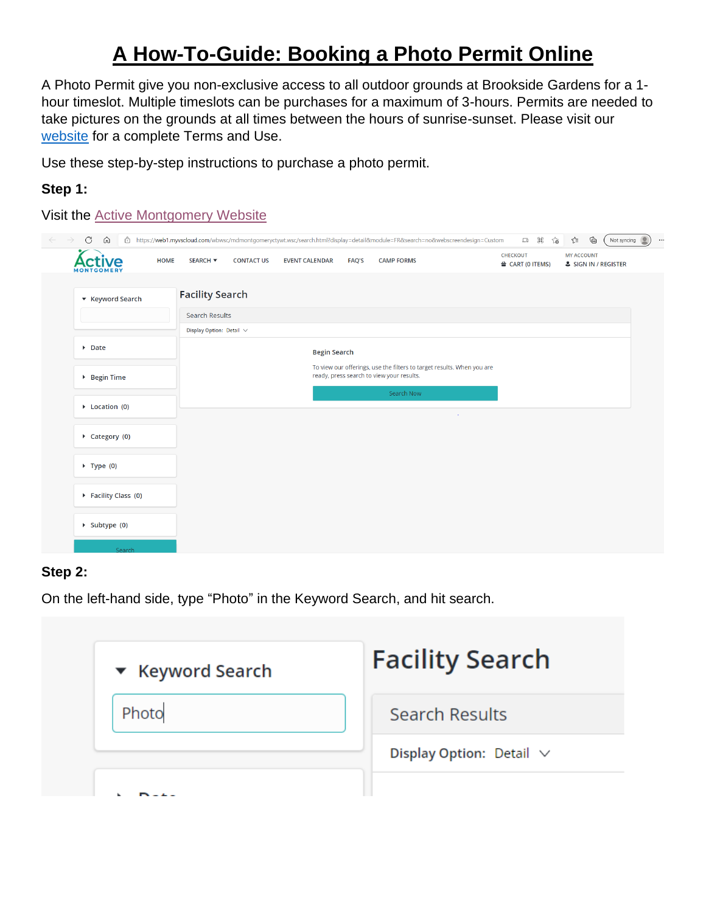# A How-To-Guide: Booking a Photo Permit Online

A Photo Permit give you non-exclusive access to all outdoor grounds at Brookside Gardens for a 1-hour timeslot. Multiple timeslots can be purchases for a maximum of 3-hours. Permits are needed to take pictures on the grounds at all times between the hours of sunrise-sunset. Please visit our website for a complete Terms and Use.

Use these step-by-step instructions to purchase a photo permit.

**Step 1:**

Visit the Active Montgomery Website

**Step 2:**

On the left-hand side, type "Photo" in the Keyword Search, and hit search.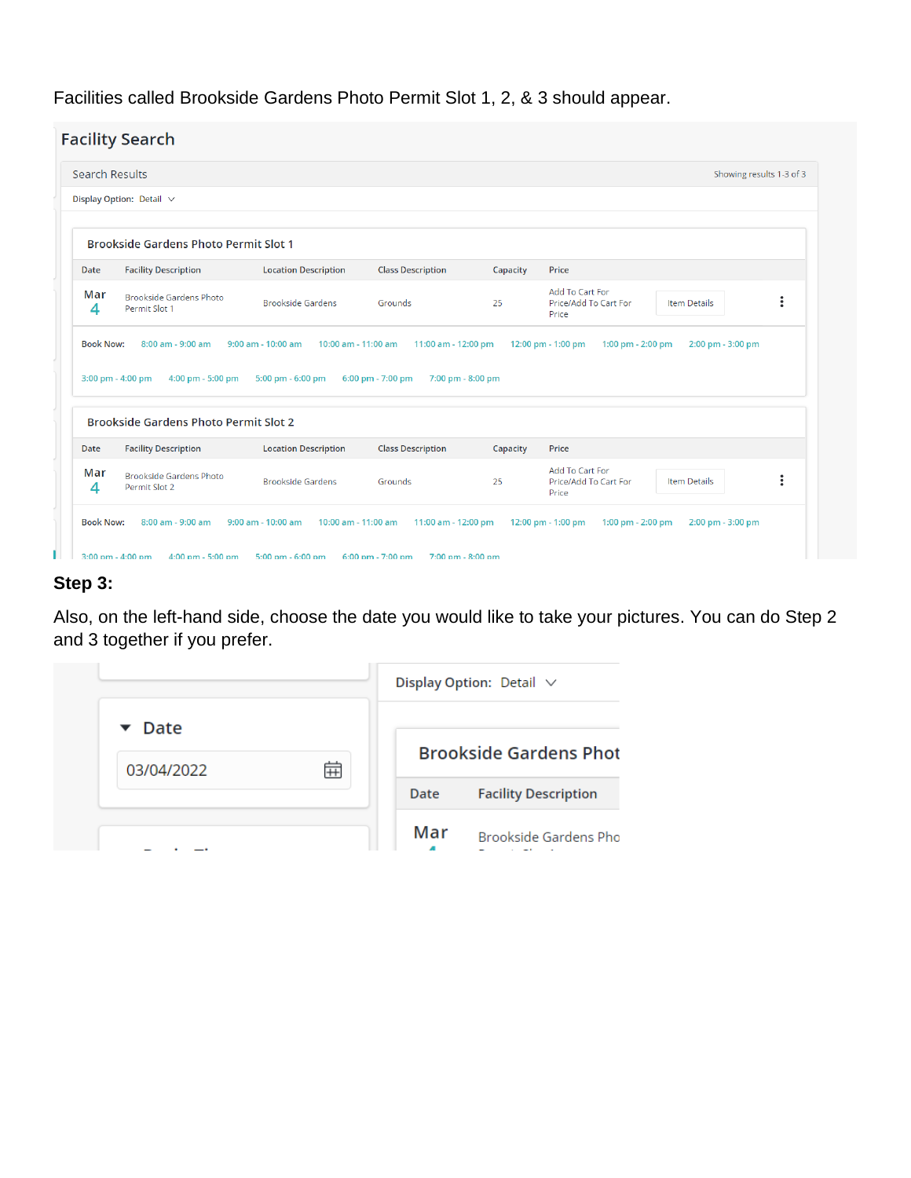Facilities called Brookside Gardens Photo Permit Slot 1, 2, & 3 should appear.

Facility Search

Search Results — Showing results 1-3 of 3

Display Option: Detail

**Brookside Gardens Photo Permit Slot 1**

| Date | Facility Description | Location Description | Class Description | Capacity | Price |
|---|---|---|---|---|---|
| Mar 4 | Brookside Gardens Photo Permit Slot 1 | Brookside Gardens | Grounds | 25 | Add To Cart For Price/Add To Cart For Price |

Book Now: 8:00 am - 9:00 am, 9:00 am - 10:00 am, 10:00 am - 11:00 am, 11:00 am - 12:00 pm, 12:00 pm - 1:00 pm, 1:00 pm - 2:00 pm, 2:00 pm - 3:00 pm, 3:00 pm - 4:00 pm, 4:00 pm - 5:00 pm, 5:00 pm - 6:00 pm, 6:00 pm - 7:00 pm, 7:00 pm - 8:00 pm

**Brookside Gardens Photo Permit Slot 2**

| Date | Facility Description | Location Description | Class Description | Capacity | Price |
|---|---|---|---|---|---|
| Mar 4 | Brookside Gardens Photo Permit Slot 2 | Brookside Gardens | Grounds | 25 | Add To Cart For Price/Add To Cart For Price |

Book Now: 8:00 am - 9:00 am, 9:00 am - 10:00 am, 10:00 am - 11:00 am, 11:00 am - 12:00 pm, 12:00 pm - 1:00 pm, 1:00 pm - 2:00 pm, 2:00 pm - 3:00 pm, 3:00 pm - 4:00 pm, 4:00 pm - 5:00 pm, 5:00 pm - 6:00 pm, 6:00 pm - 7:00 pm, 7:00 pm - 8:00 pm

**Step 3:**

Also, on the left-hand side, choose the date you would like to take your pictures. You can do Step 2 and 3 together if you prefer.

Date: 03/04/2022

Display Option: Detail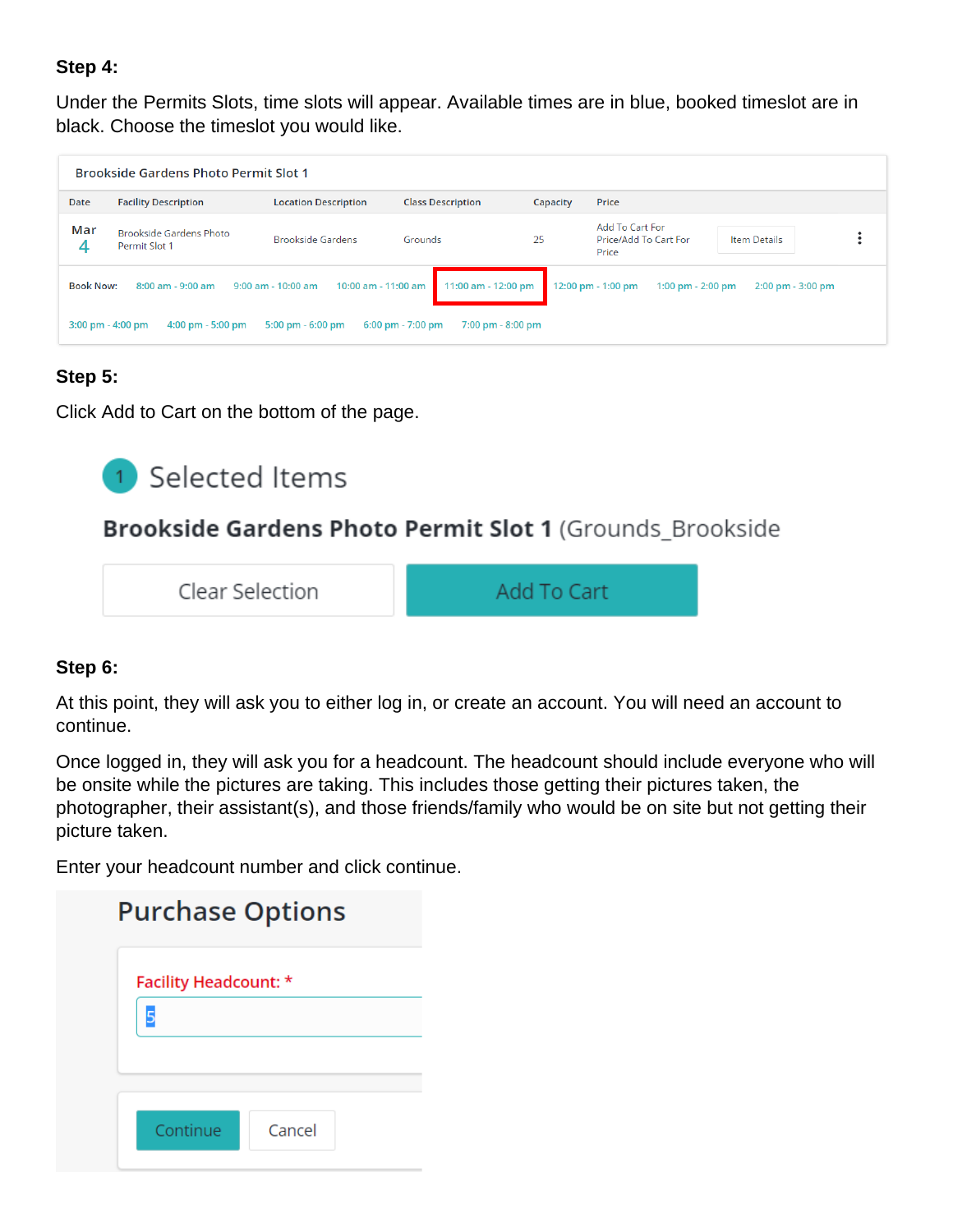**Step 4:**

Under the Permits Slots, time slots will appear. Available times are in blue, booked timeslot are in black. Choose the timeslot you would like.

Brookside Gardens Photo Permit Slot 1

| Date | Facility Description | Location Description | Class Description | Capacity | Price | | |
|---|---|---|---|---|---|---|---|
| Mar 4 | Brookside Gardens Photo Permit Slot 1 | Brookside Gardens | Grounds | 25 | Add To Cart For Price/Add To Cart For Price | Item Details | ⋮ |

Book Now: 8:00 am - 9:00 am 9:00 am - 10:00 am 10:00 am - 11:00 am 11:00 am - 12:00 pm 12:00 pm - 1:00 pm 1:00 pm - 2:00 pm 2:00 pm - 3:00 pm 3:00 pm - 4:00 pm 4:00 pm - 5:00 pm 5:00 pm - 6:00 pm 6:00 pm - 7:00 pm 7:00 pm - 8:00 pm

**Step 5:**

Click Add to Cart on the bottom of the page.

1 Selected Items

**Brookside Gardens Photo Permit Slot 1** (Grounds_Brookside

Clear Selection | Add To Cart

**Step 6:**

At this point, they will ask you to either log in, or create an account. You will need an account to continue.

Once logged in, they will ask you for a headcount. The headcount should include everyone who will be onsite while the pictures are taking. This includes those getting their pictures taken, the photographer, their assistant(s), and those friends/family who would be on site but not getting their picture taken.

Enter your headcount number and click continue.

Purchase Options

Facility Headcount: *

5

Continue | Cancel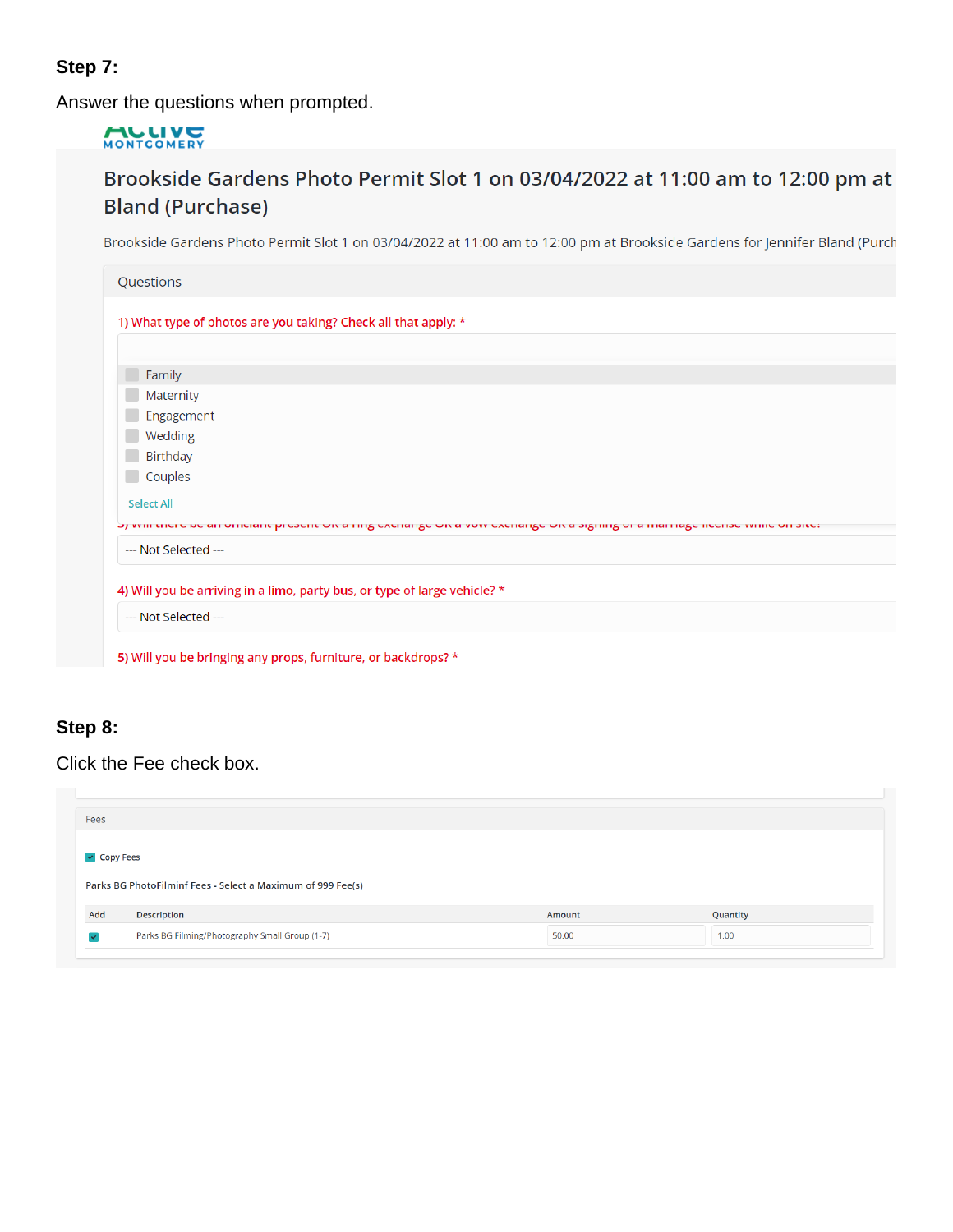**Step 7:**

Answer the questions when prompted.

ACTIVE MONTGOMERY

## Brookside Gardens Photo Permit Slot 1 on 03/04/2022 at 11:00 am to 12:00 pm at Bland (Purchase)

Brookside Gardens Photo Permit Slot 1 on 03/04/2022 at 11:00 am to 12:00 pm at Brookside Gardens for Jennifer Bland (Purch

Questions

1) What type of photos are you taking? Check all that apply: *

- Family
- Maternity
- Engagement
- Wedding
- Birthday
- Couples

Select All

3) Will there be an officiant present OR a ring exchange OR a vow exchange OR a signing of a marriage license while on site?

--- Not Selected ---

4) Will you be arriving in a limo, party bus, or type of large vehicle? *

--- Not Selected ---

5) Will you be bringing any props, furniture, or backdrops? *

**Step 8:**

Click the Fee check box.

Fees

Copy Fees

Parks BG PhotoFilminf Fees - Select a Maximum of 999 Fee(s)

| Add | Description | Amount | Quantity |
| --- | --- | --- | --- |
| ☑ | Parks BG Filming/Photography Small Group (1-7) | 50.00 | 1.00 |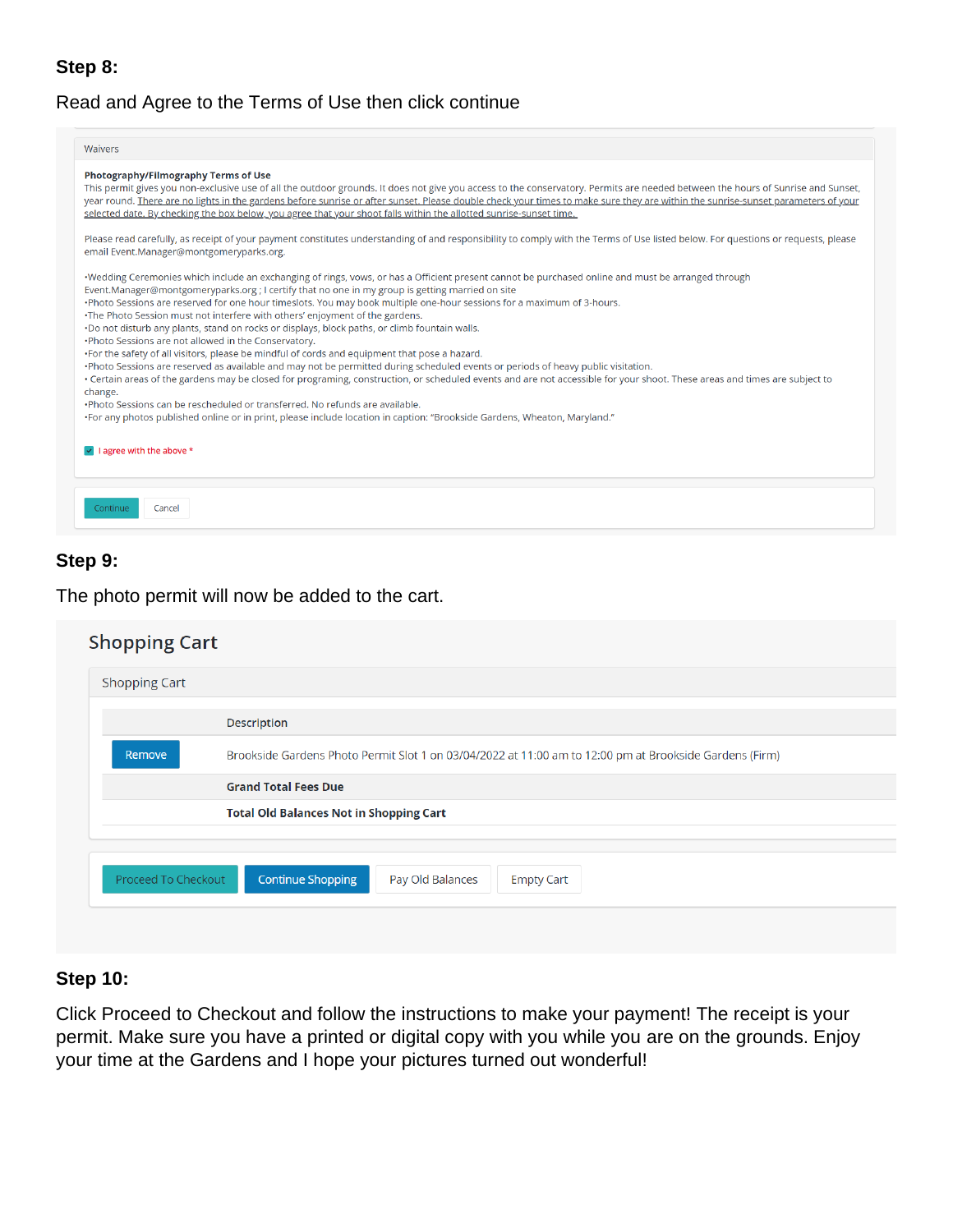**Step 8:**

Read and Agree to the Terms of Use then click continue

Waivers

**Photography/Filmography Terms of Use**

This permit gives you non-exclusive use of all the outdoor grounds. It does not give you access to the conservatory. Permits are needed between the hours of Sunrise and Sunset, year round. There are no lights in the gardens before sunrise or after sunset. Please double check your times to make sure they are within the sunrise-sunset parameters of your selected date. By checking the box below, you agree that your shoot falls within the allotted sunrise-sunset time.

Please read carefully, as receipt of your payment constitutes understanding of and responsibility to comply with the Terms of Use listed below. For questions or requests, please email Event.Manager@montgomeryparks.org.

•Wedding Ceremonies which include an exchanging of rings, vows, or has a Officient present cannot be purchased online and must be arranged through Event.Manager@montgomeryparks.org ; I certify that no one in my group is getting married on site
•Photo Sessions are reserved for one hour timeslots. You may book multiple one-hour sessions for a maximum of 3-hours.
•The Photo Session must not interfere with others' enjoyment of the gardens.
•Do not disturb any plants, stand on rocks or displays, block paths, or climb fountain walls.
•Photo Sessions are not allowed in the Conservatory.
•For the safety of all visitors, please be mindful of cords and equipment that pose a hazard.
•Photo Sessions are reserved as available and may not be permitted during scheduled events or periods of heavy public visitation.
• Certain areas of the gardens may be closed for programing, construction, or scheduled events and are not accessible for your shoot. These areas and times are subject to change.
•Photo Sessions can be rescheduled or transferred. No refunds are available.
•For any photos published online or in print, please include location in caption: "Brookside Gardens, Wheaton, Maryland."

☑ I agree with the above *

Continue | Cancel

**Step 9:**

The photo permit will now be added to the cart.

Shopping Cart

Shopping Cart

| | Description |
|---|---|
| Remove | Brookside Gardens Photo Permit Slot 1 on 03/04/2022 at 11:00 am to 12:00 pm at Brookside Gardens (Firm) |
| | **Grand Total Fees Due** |
| | **Total Old Balances Not in Shopping Cart** |

Proceed To Checkout | Continue Shopping | Pay Old Balances | Empty Cart

**Step 10:**

Click Proceed to Checkout and follow the instructions to make your payment! The receipt is your permit. Make sure you have a printed or digital copy with you while you are on the grounds. Enjoy your time at the Gardens and I hope your pictures turned out wonderful!